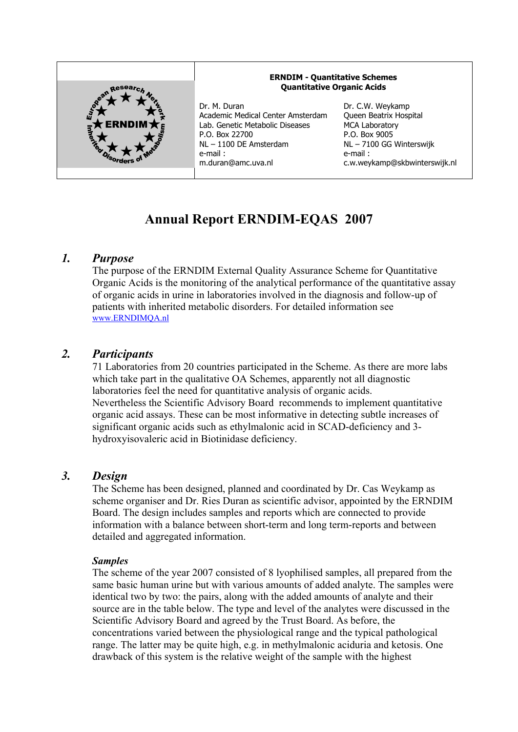| ERNDIM | **ERNDIM - Quantitative Schemes**<br>**Quantitative Organic Acids** | |
|---|---|---|
| | Dr. M. Duran<br>Academic Medical Center Amsterdam<br>Lab. Genetic Metabolic Diseases<br>P.O. Box 22700<br>NL – 1100 DE Amsterdam<br>e-mail :<br>m.duran@amc.uva.nl | Dr. C.W. Weykamp<br>Queen Beatrix Hospital<br>MCA Laboratory<br>P.O. Box 9005<br>NL – 7100 GG Winterswijk<br>e-mail :<br>c.w.weykamp@skbwinterswijk.nl |

# Annual Report ERNDIM-EQAS 2007

## *1. Purpose*

The purpose of the ERNDIM External Quality Assurance Scheme for Quantitative Organic Acids is the monitoring of the analytical performance of the quantitative assay of organic acids in urine in laboratories involved in the diagnosis and follow-up of patients with inherited metabolic disorders. For detailed information see www.ERNDIMQA.nl

## *2. Participants*

71 Laboratories from 20 countries participated in the Scheme. As there are more labs which take part in the qualitative OA Schemes, apparently not all diagnostic laboratories feel the need for quantitative analysis of organic acids.
Nevertheless the Scientific Advisory Board recommends to implement quantitative organic acid assays. These can be most informative in detecting subtle increases of significant organic acids such as ethylmalonic acid in SCAD-deficiency and 3-hydroxyisovaleric acid in Biotinidase deficiency.

## *3. Design*

The Scheme has been designed, planned and coordinated by Dr. Cas Weykamp as scheme organiser and Dr. Ries Duran as scientific advisor, appointed by the ERNDIM Board. The design includes samples and reports which are connected to provide information with a balance between short-term and long term-reports and between detailed and aggregated information.

### *Samples*

The scheme of the year 2007 consisted of 8 lyophilised samples, all prepared from the same basic human urine but with various amounts of added analyte. The samples were identical two by two: the pairs, along with the added amounts of analyte and their source are in the table below. The type and level of the analytes were discussed in the Scientific Advisory Board and agreed by the Trust Board. As before, the concentrations varied between the physiological range and the typical pathological range. The latter may be quite high, e.g. in methylmalonic aciduria and ketosis. One drawback of this system is the relative weight of the sample with the highest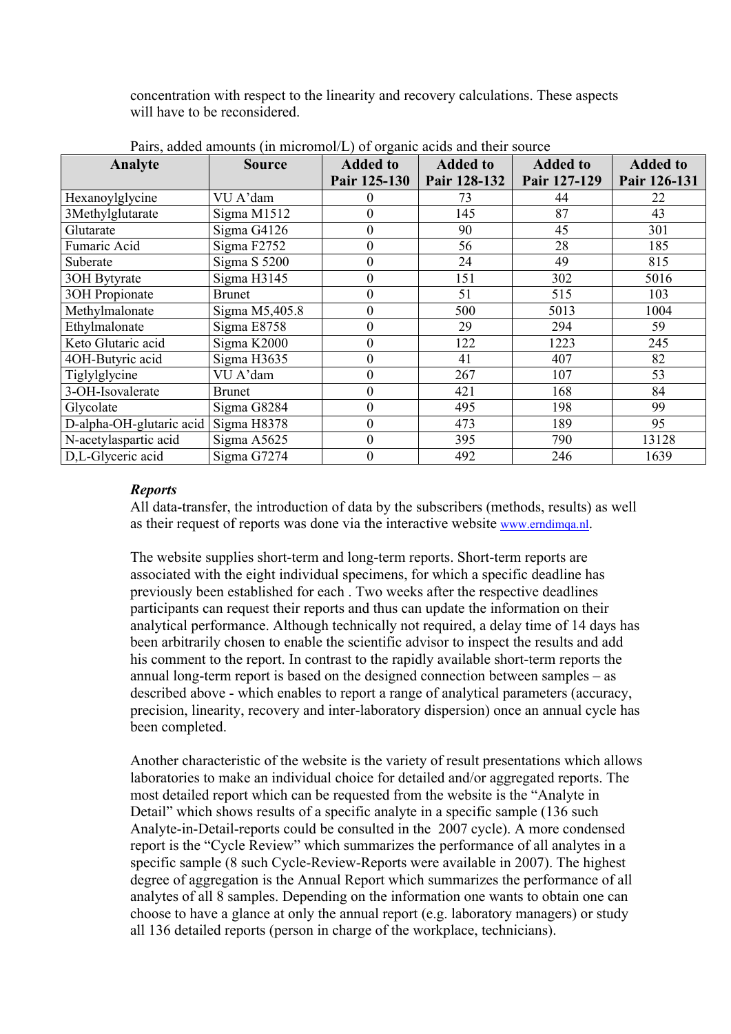concentration with respect to the linearity and recovery calculations. These aspects will have to be reconsidered.

Pairs, added amounts (in micromol/L) of organic acids and their source

| Analyte | Source | Added to Pair 125-130 | Added to Pair 128-132 | Added to Pair 127-129 | Added to Pair 126-131 |
|---|---|---|---|---|---|
| Hexanoylglycine | VU A'dam | 0 | 73 | 44 | 22 |
| 3Methylglutarate | Sigma M1512 | 0 | 145 | 87 | 43 |
| Glutarate | Sigma G4126 | 0 | 90 | 45 | 301 |
| Fumaric Acid | Sigma F2752 | 0 | 56 | 28 | 185 |
| Suberate | Sigma S 5200 | 0 | 24 | 49 | 815 |
| 3OH Bytyrate | Sigma H3145 | 0 | 151 | 302 | 5016 |
| 3OH Propionate | Brunet | 0 | 51 | 515 | 103 |
| Methylmalonate | Sigma M5,405.8 | 0 | 500 | 5013 | 1004 |
| Ethylmalonate | Sigma E8758 | 0 | 29 | 294 | 59 |
| Keto Glutaric acid | Sigma K2000 | 0 | 122 | 1223 | 245 |
| 4OH-Butyric acid | Sigma H3635 | 0 | 41 | 407 | 82 |
| Tiglylglycine | VU A'dam | 0 | 267 | 107 | 53 |
| 3-OH-Isovalerate | Brunet | 0 | 421 | 168 | 84 |
| Glycolate | Sigma G8284 | 0 | 495 | 198 | 99 |
| D-alpha-OH-glutaric acid | Sigma H8378 | 0 | 473 | 189 | 95 |
| N-acetylaspartic acid | Sigma A5625 | 0 | 395 | 790 | 13128 |
| D,L-Glyceric acid | Sigma G7274 | 0 | 492 | 246 | 1639 |

***Reports***

All data-transfer, the introduction of data by the subscribers (methods, results) as well as their request of reports was done via the interactive website www.erndimqa.nl.

The website supplies short-term and long-term reports. Short-term reports are associated with the eight individual specimens, for which a specific deadline has previously been established for each . Two weeks after the respective deadlines participants can request their reports and thus can update the information on their analytical performance. Although technically not required, a delay time of 14 days has been arbitrarily chosen to enable the scientific advisor to inspect the results and add his comment to the report. In contrast to the rapidly available short-term reports the annual long-term report is based on the designed connection between samples – as described above - which enables to report a range of analytical parameters (accuracy, precision, linearity, recovery and inter-laboratory dispersion) once an annual cycle has been completed.

Another characteristic of the website is the variety of result presentations which allows laboratories to make an individual choice for detailed and/or aggregated reports. The most detailed report which can be requested from the website is the "Analyte in Detail" which shows results of a specific analyte in a specific sample (136 such Analyte-in-Detail-reports could be consulted in the 2007 cycle). A more condensed report is the "Cycle Review" which summarizes the performance of all analytes in a specific sample (8 such Cycle-Review-Reports were available in 2007). The highest degree of aggregation is the Annual Report which summarizes the performance of all analytes of all 8 samples. Depending on the information one wants to obtain one can choose to have a glance at only the annual report (e.g. laboratory managers) or study all 136 detailed reports (person in charge of the workplace, technicians).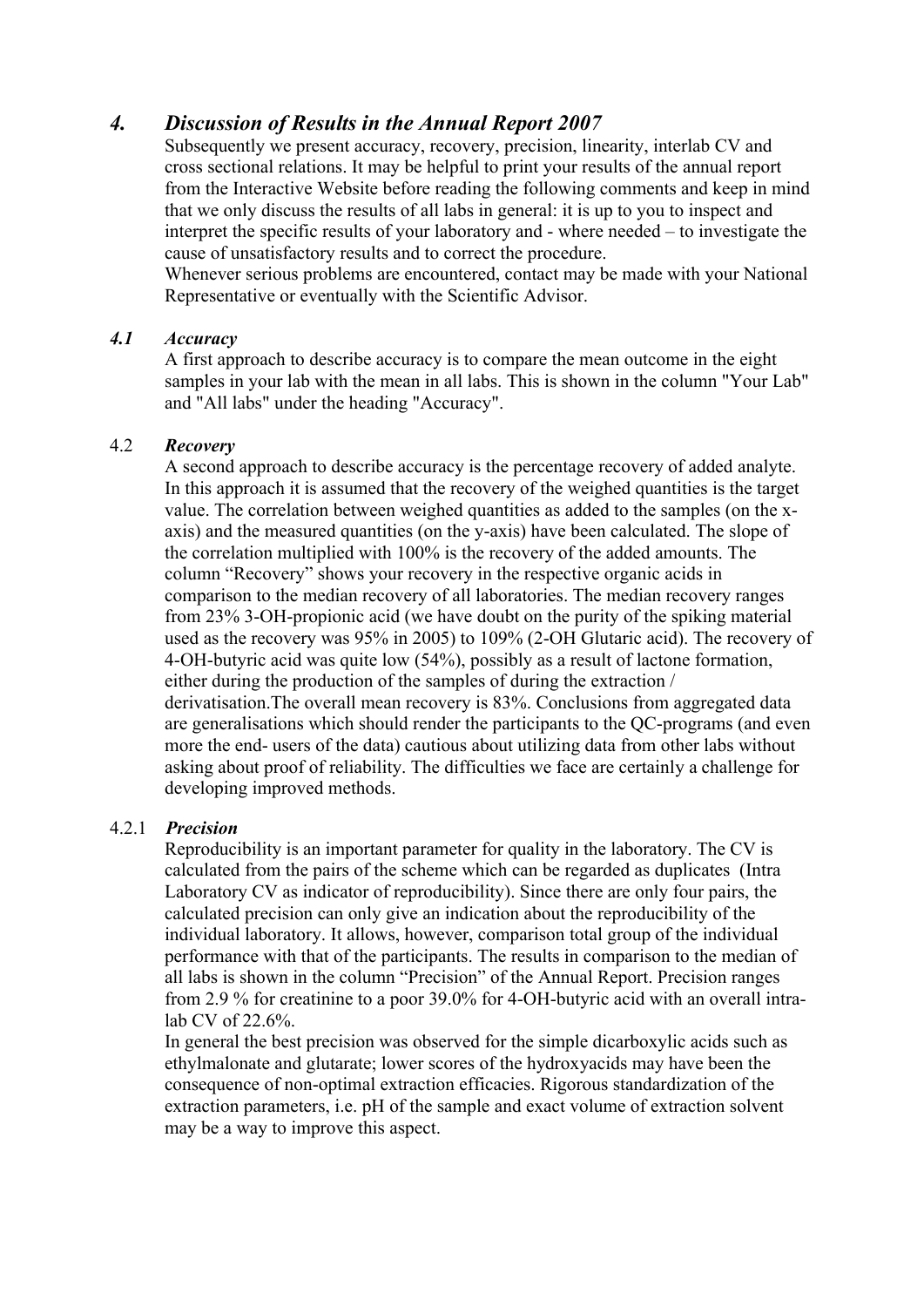## *4. Discussion of Results in the Annual Report 2007*

Subsequently we present accuracy, recovery, precision, linearity, interlab CV and cross sectional relations. It may be helpful to print your results of the annual report from the Interactive Website before reading the following comments and keep in mind that we only discuss the results of all labs in general: it is up to you to inspect and interpret the specific results of your laboratory and - where needed – to investigate the cause of unsatisfactory results and to correct the procedure.
Whenever serious problems are encountered, contact may be made with your National Representative or eventually with the Scientific Advisor.

### *4.1 Accuracy*

A first approach to describe accuracy is to compare the mean outcome in the eight samples in your lab with the mean in all labs. This is shown in the column "Your Lab" and "All labs" under the heading "Accuracy".

### 4.2 *Recovery*

A second approach to describe accuracy is the percentage recovery of added analyte. In this approach it is assumed that the recovery of the weighed quantities is the target value. The correlation between weighed quantities as added to the samples (on the x-axis) and the measured quantities (on the y-axis) have been calculated. The slope of the correlation multiplied with 100% is the recovery of the added amounts. The column "Recovery" shows your recovery in the respective organic acids in comparison to the median recovery of all laboratories. The median recovery ranges from 23% 3-OH-propionic acid (we have doubt on the purity of the spiking material used as the recovery was 95% in 2005) to 109% (2-OH Glutaric acid). The recovery of 4-OH-butyric acid was quite low (54%), possibly as a result of lactone formation, either during the production of the samples of during the extraction / derivatisation.The overall mean recovery is 83%. Conclusions from aggregated data are generalisations which should render the participants to the QC-programs (and even more the end- users of the data) cautious about utilizing data from other labs without asking about proof of reliability. The difficulties we face are certainly a challenge for developing improved methods.

#### 4.2.1 *Precision*

Reproducibility is an important parameter for quality in the laboratory. The CV is calculated from the pairs of the scheme which can be regarded as duplicates (Intra Laboratory CV as indicator of reproducibility). Since there are only four pairs, the calculated precision can only give an indication about the reproducibility of the individual laboratory. It allows, however, comparison total group of the individual performance with that of the participants. The results in comparison to the median of all labs is shown in the column "Precision" of the Annual Report. Precision ranges from 2.9 % for creatinine to a poor 39.0% for 4-OH-butyric acid with an overall intra-lab CV of 22.6%.
In general the best precision was observed for the simple dicarboxylic acids such as ethylmalonate and glutarate; lower scores of the hydroxyacids may have been the consequence of non-optimal extraction efficacies. Rigorous standardization of the extraction parameters, i.e. pH of the sample and exact volume of extraction solvent may be a way to improve this aspect.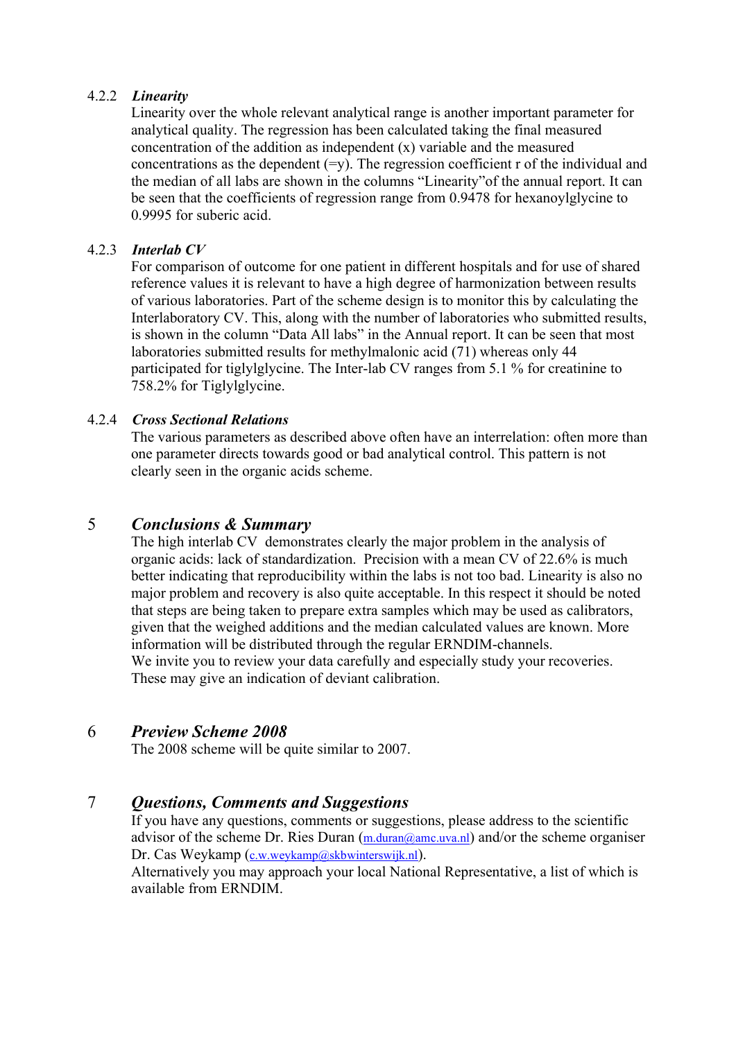#### 4.2.2 *Linearity*

Linearity over the whole relevant analytical range is another important parameter for analytical quality. The regression has been calculated taking the final measured concentration of the addition as independent (x) variable and the measured concentrations as the dependent (=y). The regression coefficient r of the individual and the median of all labs are shown in the columns "Linearity"of the annual report. It can be seen that the coefficients of regression range from 0.9478 for hexanoylglycine to 0.9995 for suberic acid.

#### 4.2.3 *Interlab CV*

For comparison of outcome for one patient in different hospitals and for use of shared reference values it is relevant to have a high degree of harmonization between results of various laboratories. Part of the scheme design is to monitor this by calculating the Interlaboratory CV. This, along with the number of laboratories who submitted results, is shown in the column "Data All labs" in the Annual report. It can be seen that most laboratories submitted results for methylmalonic acid (71) whereas only 44 participated for tiglylglycine. The Inter-lab CV ranges from 5.1 % for creatinine to 758.2% for Tiglylglycine.

#### 4.2.4 *Cross Sectional Relations*

The various parameters as described above often have an interrelation: often more than one parameter directs towards good or bad analytical control. This pattern is not clearly seen in the organic acids scheme.

## 5 *Conclusions & Summary*

The high interlab CV demonstrates clearly the major problem in the analysis of organic acids: lack of standardization. Precision with a mean CV of 22.6% is much better indicating that reproducibility within the labs is not too bad. Linearity is also no major problem and recovery is also quite acceptable. In this respect it should be noted that steps are being taken to prepare extra samples which may be used as calibrators, given that the weighed additions and the median calculated values are known. More information will be distributed through the regular ERNDIM-channels.
We invite you to review your data carefully and especially study your recoveries. These may give an indication of deviant calibration.

## 6 *Preview Scheme 2008*

The 2008 scheme will be quite similar to 2007.

## 7 *Questions, Comments and Suggestions*

If you have any questions, comments or suggestions, please address to the scientific advisor of the scheme Dr. Ries Duran (m.duran@amc.uva.nl) and/or the scheme organiser Dr. Cas Weykamp (c.w.weykamp@skbwinterswijk.nl).
Alternatively you may approach your local National Representative, a list of which is available from ERNDIM.